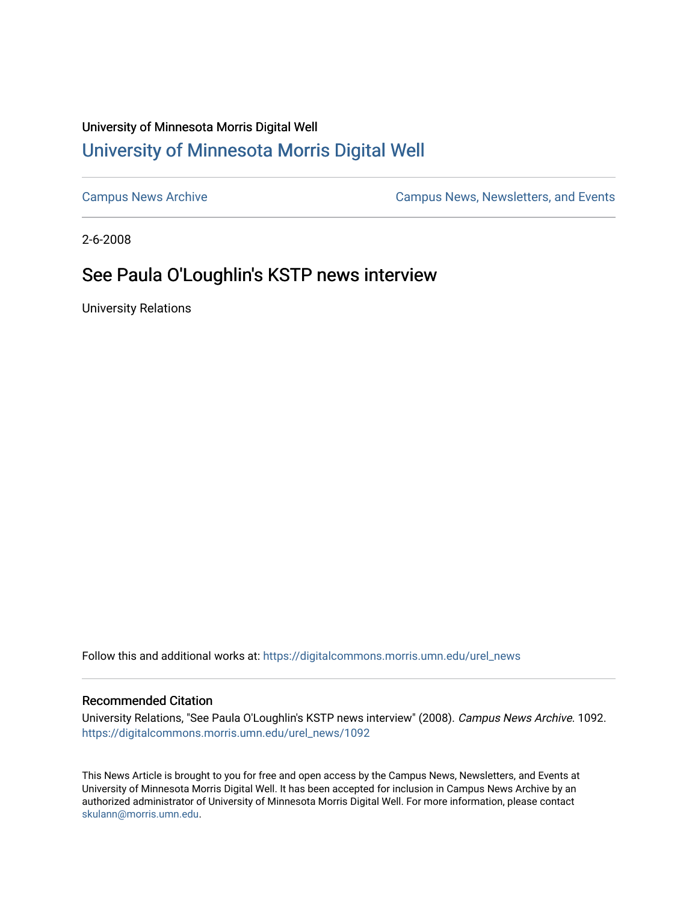University of Minnesota Morris Digital Well

## University of Minnesota Morris Digital Well

Campus News Archive

Campus News, Newsletters, and Events

2-6-2008

# See Paula O'Loughlin's KSTP news interview

University Relations

Follow this and additional works at: https://digitalcommons.morris.umn.edu/urel_news

### Recommended Citation

University Relations, "See Paula O'Loughlin's KSTP news interview" (2008). *Campus News Archive*. 1092. https://digitalcommons.morris.umn.edu/urel_news/1092

This News Article is brought to you for free and open access by the Campus News, Newsletters, and Events at University of Minnesota Morris Digital Well. It has been accepted for inclusion in Campus News Archive by an authorized administrator of University of Minnesota Morris Digital Well. For more information, please contact skulann@morris.umn.edu.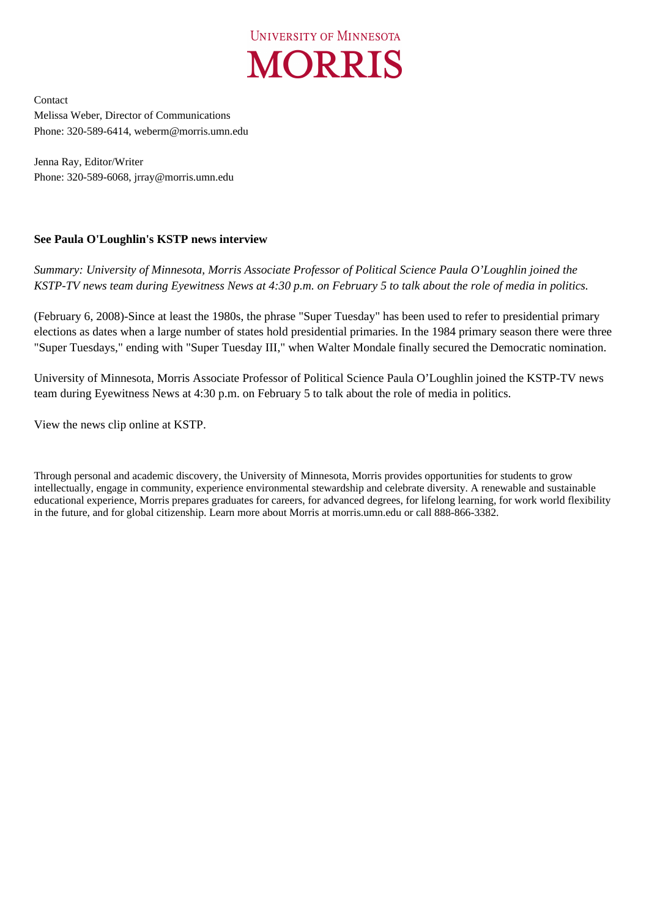University of Minnesota
# MORRIS

Contact
Melissa Weber, Director of Communications
Phone: 320-589-6414, weberm@morris.umn.edu

Jenna Ray, Editor/Writer
Phone: 320-589-6068, jrray@morris.umn.edu

**See Paula O'Loughlin's KSTP news interview**

*Summary: University of Minnesota, Morris Associate Professor of Political Science Paula O'Loughlin joined the KSTP-TV news team during Eyewitness News at 4:30 p.m. on February 5 to talk about the role of media in politics.*

(February 6, 2008)-Since at least the 1980s, the phrase "Super Tuesday" has been used to refer to presidential primary elections as dates when a large number of states hold presidential primaries. In the 1984 primary season there were three "Super Tuesdays," ending with "Super Tuesday III," when Walter Mondale finally secured the Democratic nomination.

University of Minnesota, Morris Associate Professor of Political Science Paula O'Loughlin joined the KSTP-TV news team during Eyewitness News at 4:30 p.m. on February 5 to talk about the role of media in politics.

View the news clip online at KSTP.

Through personal and academic discovery, the University of Minnesota, Morris provides opportunities for students to grow intellectually, engage in community, experience environmental stewardship and celebrate diversity. A renewable and sustainable educational experience, Morris prepares graduates for careers, for advanced degrees, for lifelong learning, for work world flexibility in the future, and for global citizenship. Learn more about Morris at morris.umn.edu or call 888-866-3382.